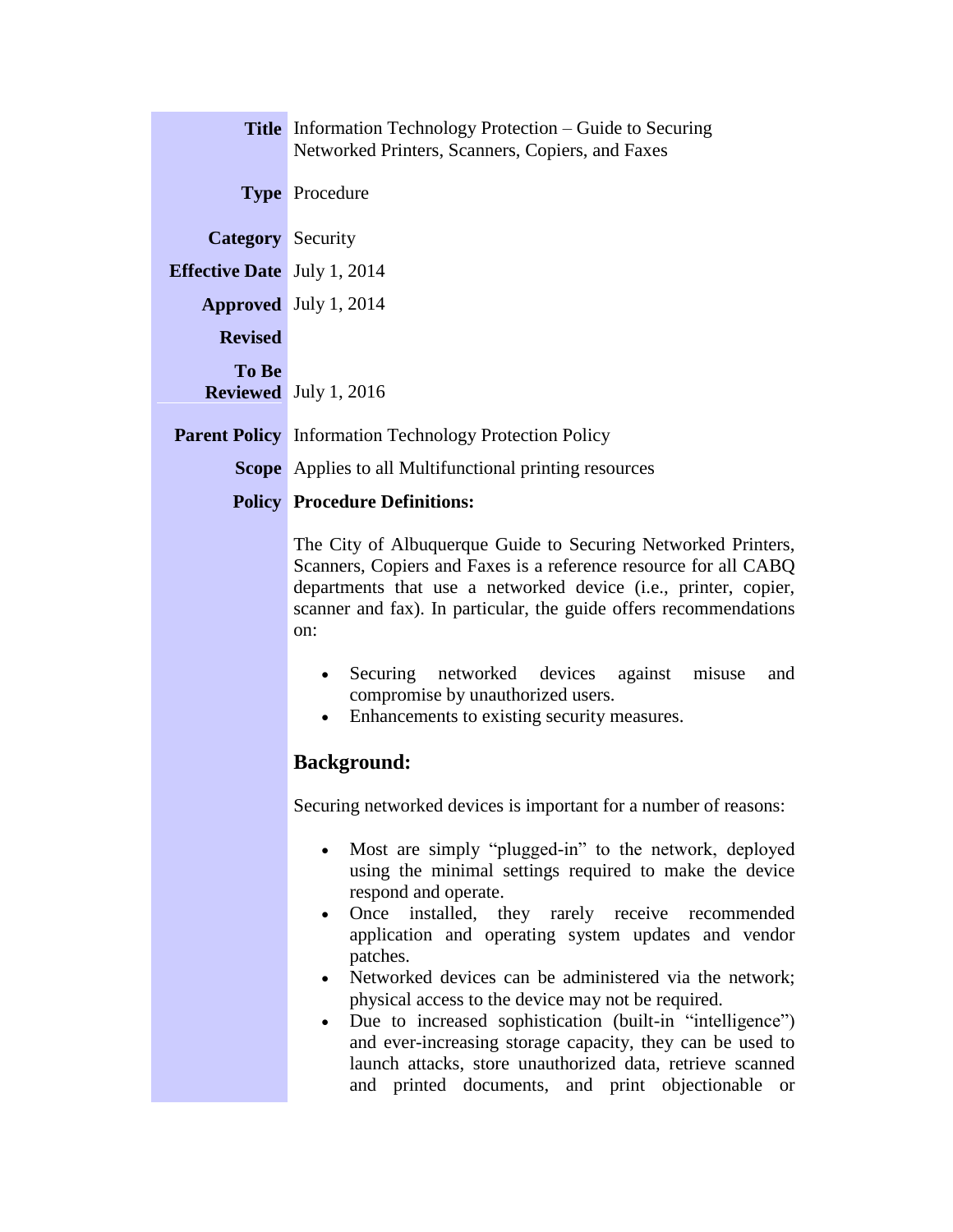| | |
|---|---|
| **Title** | Information Technology Protection – Guide to Securing Networked Printers, Scanners, Copiers, and Faxes |
| **Type** | Procedure |
| **Category** | Security |
| **Effective Date** | July 1, 2014 |
| **Approved** | July 1, 2014 |
| **Revised** | |
| **To Be Reviewed** | July 1, 2016 |
| **Parent Policy** | Information Technology Protection Policy |
| **Scope** | Applies to all Multifunctional printing resources |
| **Policy** | **Procedure Definitions:** |

The City of Albuquerque Guide to Securing Networked Printers, Scanners, Copiers and Faxes is a reference resource for all CABQ departments that use a networked device (i.e., printer, copier, scanner and fax). In particular, the guide offers recommendations on:

- Securing networked devices against misuse and compromise by unauthorized users.
- Enhancements to existing security measures.

## Background:

Securing networked devices is important for a number of reasons:

- Most are simply "plugged-in" to the network, deployed using the minimal settings required to make the device respond and operate.
- Once installed, they rarely receive recommended application and operating system updates and vendor patches.
- Networked devices can be administered via the network; physical access to the device may not be required.
- Due to increased sophistication (built-in "intelligence") and ever-increasing storage capacity, they can be used to launch attacks, store unauthorized data, retrieve scanned and printed documents, and print objectionable or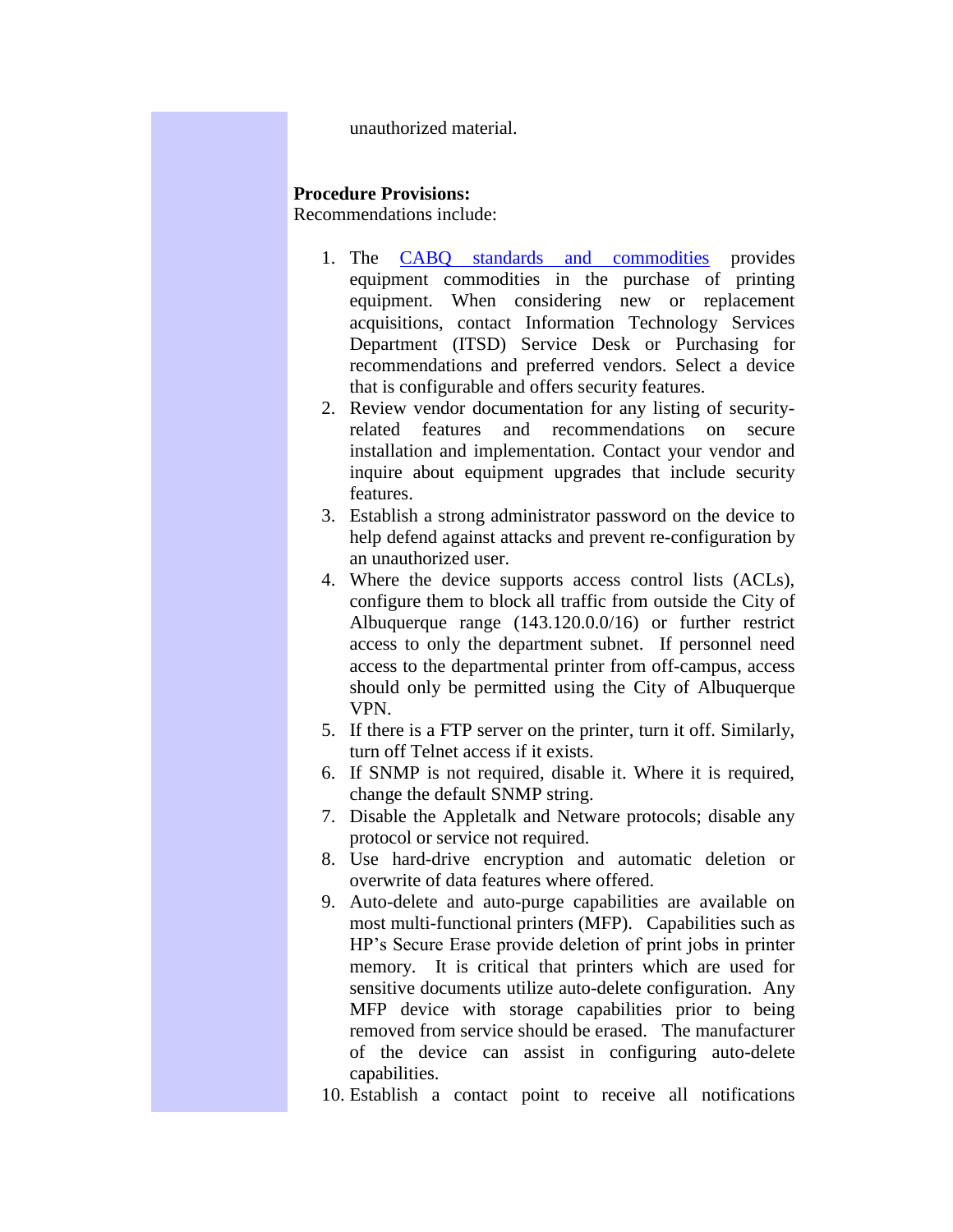unauthorized material.

**Procedure Provisions:**
Recommendations include:

1. The CABQ standards and commodities provides equipment commodities in the purchase of printing equipment. When considering new or replacement acquisitions, contact Information Technology Services Department (ITSD) Service Desk or Purchasing for recommendations and preferred vendors. Select a device that is configurable and offers security features.
2. Review vendor documentation for any listing of security-related features and recommendations on secure installation and implementation. Contact your vendor and inquire about equipment upgrades that include security features.
3. Establish a strong administrator password on the device to help defend against attacks and prevent re-configuration by an unauthorized user.
4. Where the device supports access control lists (ACLs), configure them to block all traffic from outside the City of Albuquerque range (143.120.0.0/16) or further restrict access to only the department subnet. If personnel need access to the departmental printer from off-campus, access should only be permitted using the City of Albuquerque VPN.
5. If there is a FTP server on the printer, turn it off. Similarly, turn off Telnet access if it exists.
6. If SNMP is not required, disable it. Where it is required, change the default SNMP string.
7. Disable the Appletalk and Netware protocols; disable any protocol or service not required.
8. Use hard-drive encryption and automatic deletion or overwrite of data features where offered.
9. Auto-delete and auto-purge capabilities are available on most multi-functional printers (MFP). Capabilities such as HP's Secure Erase provide deletion of print jobs in printer memory. It is critical that printers which are used for sensitive documents utilize auto-delete configuration. Any MFP device with storage capabilities prior to being removed from service should be erased. The manufacturer of the device can assist in configuring auto-delete capabilities.
10. Establish a contact point to receive all notifications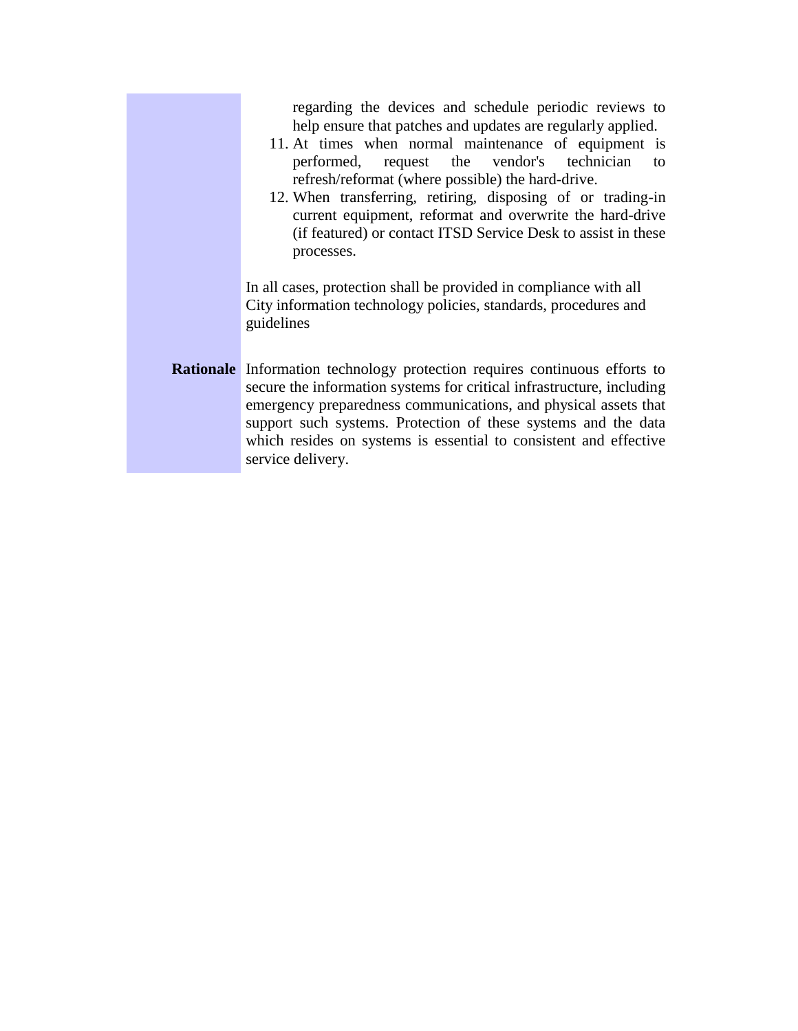regarding the devices and schedule periodic reviews to help ensure that patches and updates are regularly applied.

11. At times when normal maintenance of equipment is performed, request the vendor's technician to refresh/reformat (where possible) the hard-drive.
12. When transferring, retiring, disposing of or trading-in current equipment, reformat and overwrite the hard-drive (if featured) or contact ITSD Service Desk to assist in these processes.

In all cases, protection shall be provided in compliance with all City information technology policies, standards, procedures and guidelines

**Rationale**

Information technology protection requires continuous efforts to secure the information systems for critical infrastructure, including emergency preparedness communications, and physical assets that support such systems. Protection of these systems and the data which resides on systems is essential to consistent and effective service delivery.